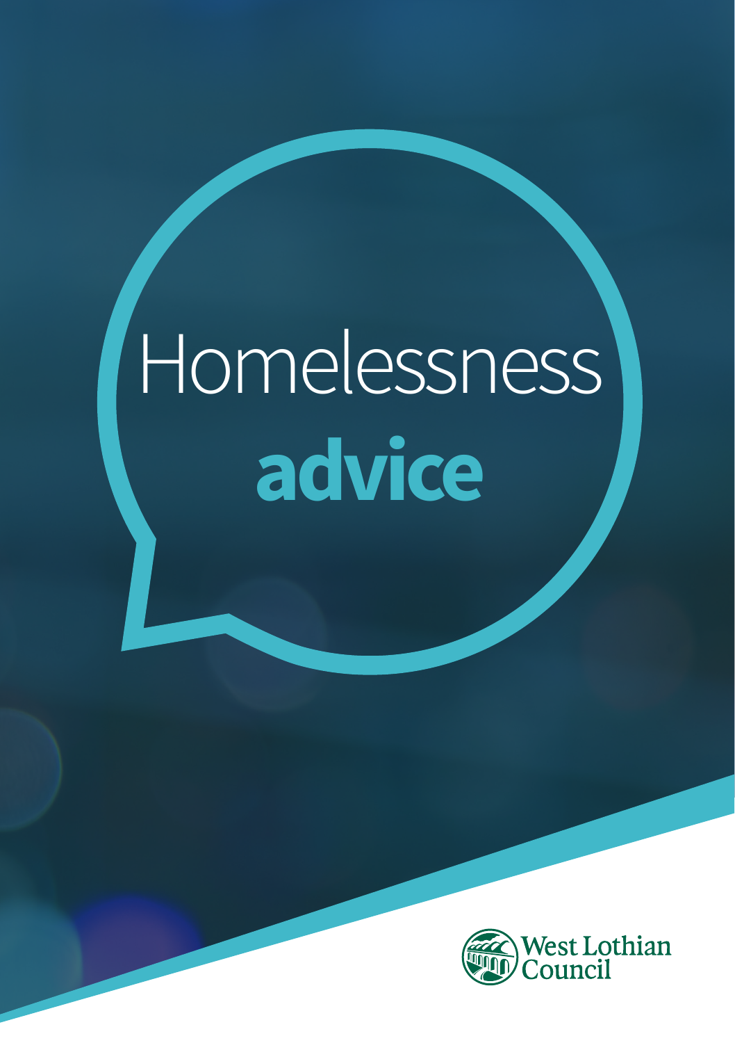# Homelessness **advice**

West Lothian Council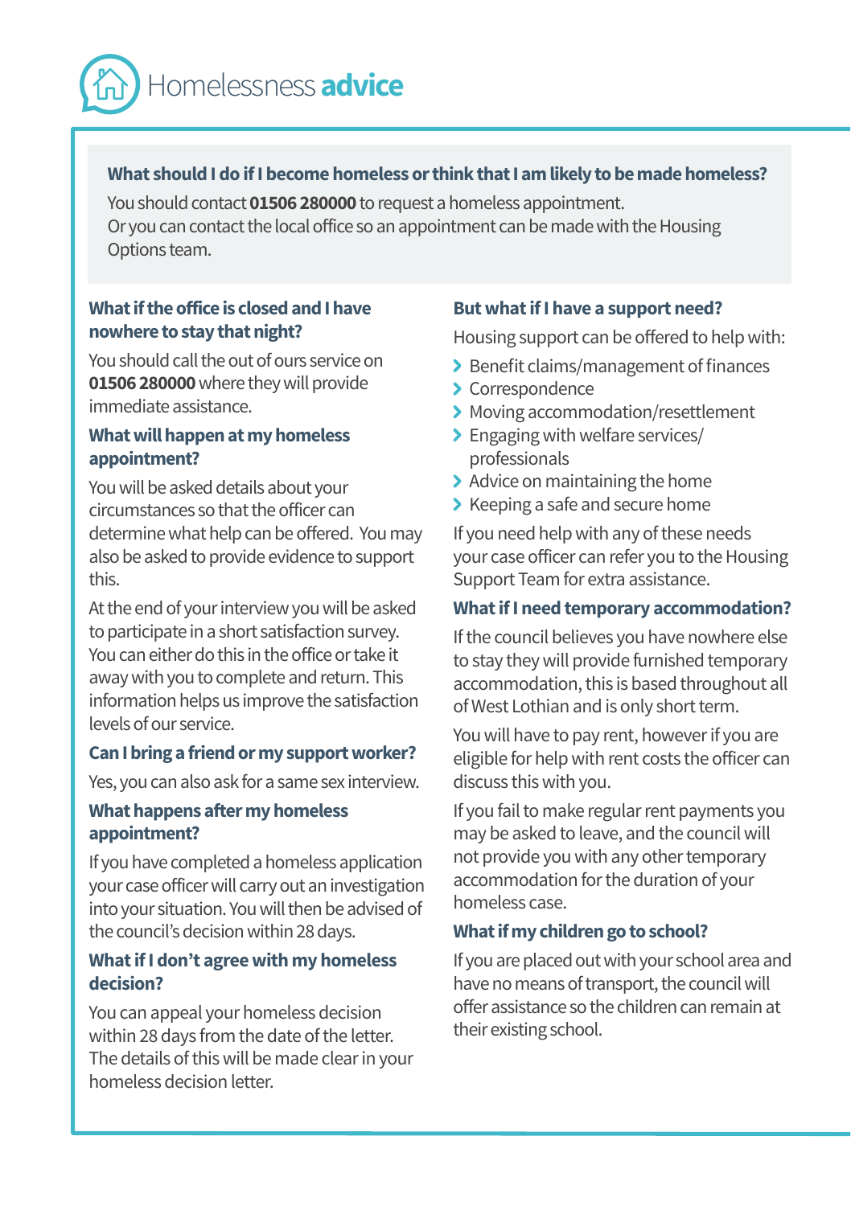# Homelessness **advice**

### What should I do if I become homeless or think that I am likely to be made homeless?

You should contact **01506 280000** to request a homeless appointment.
Or you can contact the local office so an appointment can be made with the Housing Options team.

### What if the office is closed and I have nowhere to stay that night?

You should call the out of ours service on **01506 280000** where they will provide immediate assistance.

### What will happen at my homeless appointment?

You will be asked details about your circumstances so that the officer can determine what help can be offered. You may also be asked to provide evidence to support this.

At the end of your interview you will be asked to participate in a short satisfaction survey. You can either do this in the office or take it away with you to complete and return. This information helps us improve the satisfaction levels of our service.

### Can I bring a friend or my support worker?

Yes, you can also ask for a same sex interview.

### What happens after my homeless appointment?

If you have completed a homeless application your case officer will carry out an investigation into your situation. You will then be advised of the council's decision within 28 days.

### What if I don't agree with my homeless decision?

You can appeal your homeless decision within 28 days from the date of the letter. The details of this will be made clear in your homeless decision letter.

### But what if I have a support need?

Housing support can be offered to help with:

- Benefit claims/management of finances
- Correspondence
- Moving accommodation/resettlement
- Engaging with welfare services/ professionals
- Advice on maintaining the home
- Keeping a safe and secure home

If you need help with any of these needs your case officer can refer you to the Housing Support Team for extra assistance.

### What if I need temporary accommodation?

If the council believes you have nowhere else to stay they will provide furnished temporary accommodation, this is based throughout all of West Lothian and is only short term.

You will have to pay rent, however if you are eligible for help with rent costs the officer can discuss this with you.

If you fail to make regular rent payments you may be asked to leave, and the council will not provide you with any other temporary accommodation for the duration of your homeless case.

### What if my children go to school?

If you are placed out with your school area and have no means of transport, the council will offer assistance so the children can remain at their existing school.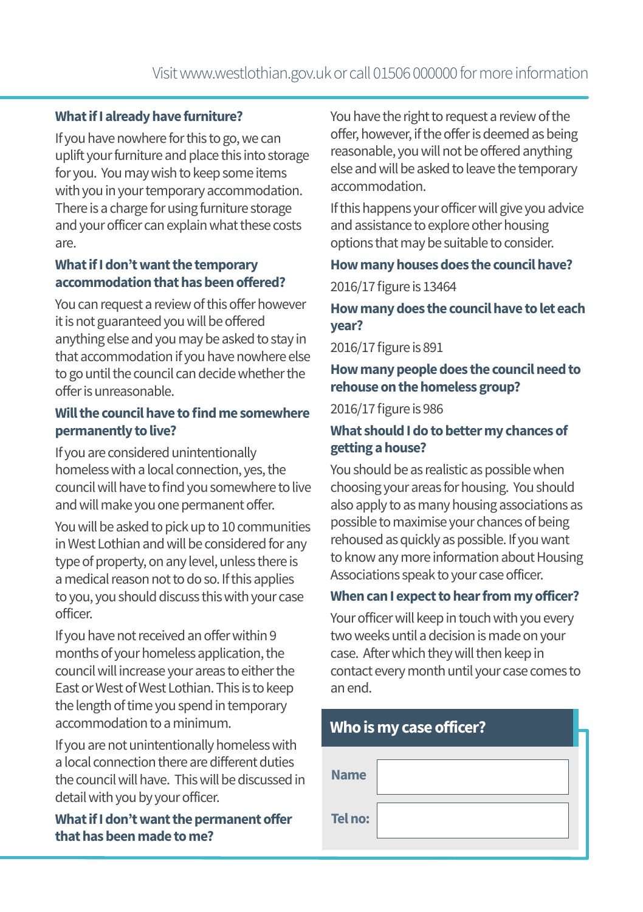### What if I already have furniture?

If you have nowhere for this to go, we can uplift your furniture and place this into storage for you. You may wish to keep some items with you in your temporary accommodation. There is a charge for using furniture storage and your officer can explain what these costs are.

### What if I don't want the temporary accommodation that has been offered?

You can request a review of this offer however it is not guaranteed you will be offered anything else and you may be asked to stay in that accommodation if you have nowhere else to go until the council can decide whether the offer is unreasonable.

### Will the council have to find me somewhere permanently to live?

If you are considered unintentionally homeless with a local connection, yes, the council will have to find you somewhere to live and will make you one permanent offer.

You will be asked to pick up to 10 communities in West Lothian and will be considered for any type of property, on any level, unless there is a medical reason not to do so. If this applies to you, you should discuss this with your case officer.

If you have not received an offer within 9 months of your homeless application, the council will increase your areas to either the East or West of West Lothian. This is to keep the length of time you spend in temporary accommodation to a minimum.

If you are not unintentionally homeless with a local connection there are different duties the council will have. This will be discussed in detail with you by your officer.

### What if I don't want the permanent offer that has been made to me?

You have the right to request a review of the offer, however, if the offer is deemed as being reasonable, you will not be offered anything else and will be asked to leave the temporary accommodation.

If this happens your officer will give you advice and assistance to explore other housing options that may be suitable to consider.

### How many houses does the council have?

2016/17 figure is 13464

### How many does the council have to let each year?

2016/17 figure is 891

### How many people does the council need to rehouse on the homeless group?

2016/17 figure is 986

### What should I do to better my chances of getting a house?

You should be as realistic as possible when choosing your areas for housing. You should also apply to as many housing associations as possible to maximise your chances of being rehoused as quickly as possible. If you want to know any more information about Housing Associations speak to your case officer.

### When can I expect to hear from my officer?

Your officer will keep in touch with you every two weeks until a decision is made on your case. After which they will then keep in contact every month until your case comes to an end.

### Who is my case officer?

| | |
|---|---|
| Name | |
| Tel no: | |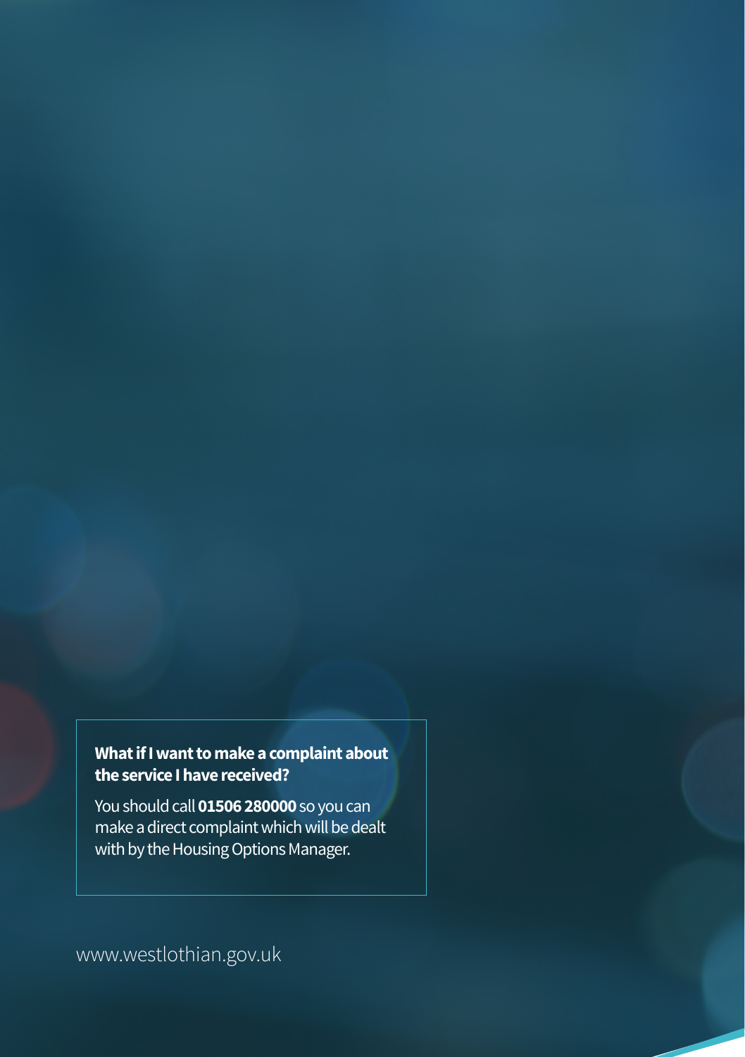**What if I want to make a complaint about the service I have received?**

You should call **01506 280000** so you can make a direct complaint which will be dealt with by the Housing Options Manager.

www.westlothian.gov.uk